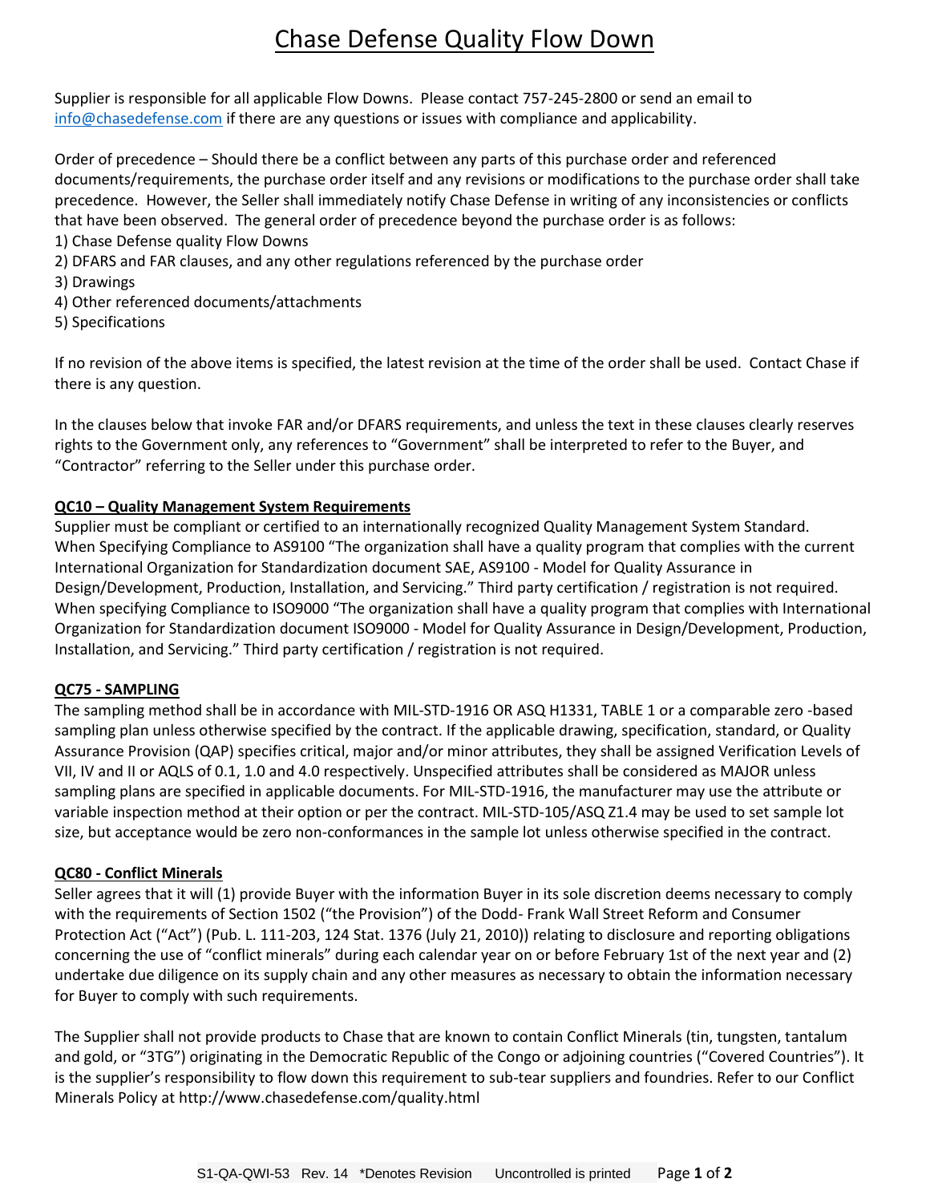# Chase Defense Quality Flow Down

Supplier is responsible for all applicable Flow Downs. Please contact 757-245-2800 or send an email to info@chasedefense.com if there are any questions or issues with compliance and applicability.

Order of precedence – Should there be a conflict between any parts of this purchase order and referenced documents/requirements, the purchase order itself and any revisions or modifications to the purchase order shall take precedence. However, the Seller shall immediately notify Chase Defense in writing of any inconsistencies or conflicts that have been observed. The general order of precedence beyond the purchase order is as follows:

1) Chase Defense quality Flow Downs
2) DFARS and FAR clauses, and any other regulations referenced by the purchase order
3) Drawings
4) Other referenced documents/attachments
5) Specifications

If no revision of the above items is specified, the latest revision at the time of the order shall be used. Contact Chase if there is any question.

In the clauses below that invoke FAR and/or DFARS requirements, and unless the text in these clauses clearly reserves rights to the Government only, any references to "Government" shall be interpreted to refer to the Buyer, and "Contractor" referring to the Seller under this purchase order.

**QC10 – Quality Management System Requirements**

Supplier must be compliant or certified to an internationally recognized Quality Management System Standard. When Specifying Compliance to AS9100 "The organization shall have a quality program that complies with the current International Organization for Standardization document SAE, AS9100 - Model for Quality Assurance in Design/Development, Production, Installation, and Servicing." Third party certification / registration is not required. When specifying Compliance to ISO9000 "The organization shall have a quality program that complies with International Organization for Standardization document ISO9000 - Model for Quality Assurance in Design/Development, Production, Installation, and Servicing." Third party certification / registration is not required.

**QC75 - SAMPLING**

The sampling method shall be in accordance with MIL-STD-1916 OR ASQ H1331, TABLE 1 or a comparable zero -based sampling plan unless otherwise specified by the contract. If the applicable drawing, specification, standard, or Quality Assurance Provision (QAP) specifies critical, major and/or minor attributes, they shall be assigned Verification Levels of VII, IV and II or AQLS of 0.1, 1.0 and 4.0 respectively. Unspecified attributes shall be considered as MAJOR unless sampling plans are specified in applicable documents. For MIL-STD-1916, the manufacturer may use the attribute or variable inspection method at their option or per the contract. MIL-STD-105/ASQ Z1.4 may be used to set sample lot size, but acceptance would be zero non-conformances in the sample lot unless otherwise specified in the contract.

**QC80 - Conflict Minerals**

Seller agrees that it will (1) provide Buyer with the information Buyer in its sole discretion deems necessary to comply with the requirements of Section 1502 ("the Provision") of the Dodd- Frank Wall Street Reform and Consumer Protection Act ("Act") (Pub. L. 111-203, 124 Stat. 1376 (July 21, 2010)) relating to disclosure and reporting obligations concerning the use of "conflict minerals" during each calendar year on or before February 1st of the next year and (2) undertake due diligence on its supply chain and any other measures as necessary to obtain the information necessary for Buyer to comply with such requirements.

The Supplier shall not provide products to Chase that are known to contain Conflict Minerals (tin, tungsten, tantalum and gold, or "3TG") originating in the Democratic Republic of the Congo or adjoining countries ("Covered Countries"). It is the supplier's responsibility to flow down this requirement to sub-tear suppliers and foundries. Refer to our Conflict Minerals Policy at http://www.chasedefense.com/quality.html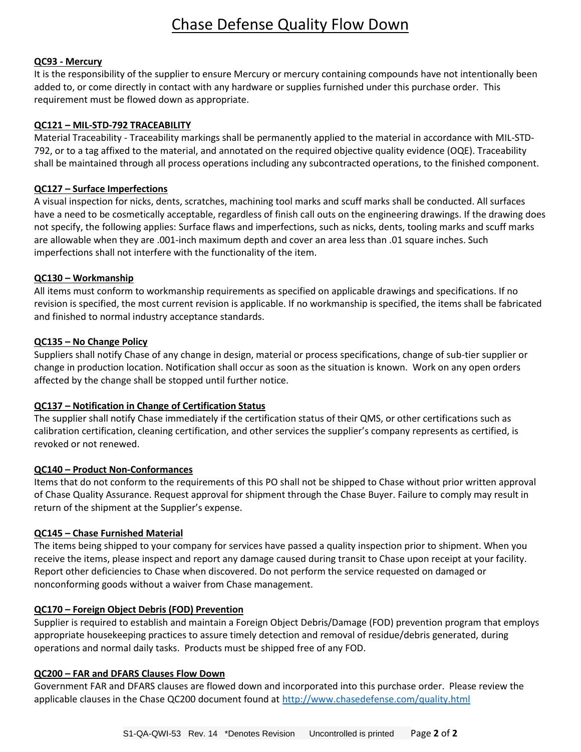# Chase Defense Quality Flow Down

**QC93 - Mercury**

It is the responsibility of the supplier to ensure Mercury or mercury containing compounds have not intentionally been added to, or come directly in contact with any hardware or supplies furnished under this purchase order. This requirement must be flowed down as appropriate.

**QC121 – MIL-STD-792 TRACEABILITY**

Material Traceability - Traceability markings shall be permanently applied to the material in accordance with MIL-STD-792, or to a tag affixed to the material, and annotated on the required objective quality evidence (OQE). Traceability shall be maintained through all process operations including any subcontracted operations, to the finished component.

**QC127 – Surface Imperfections**

A visual inspection for nicks, dents, scratches, machining tool marks and scuff marks shall be conducted. All surfaces have a need to be cosmetically acceptable, regardless of finish call outs on the engineering drawings. If the drawing does not specify, the following applies: Surface flaws and imperfections, such as nicks, dents, tooling marks and scuff marks are allowable when they are .001-inch maximum depth and cover an area less than .01 square inches. Such imperfections shall not interfere with the functionality of the item.

**QC130 – Workmanship**

All items must conform to workmanship requirements as specified on applicable drawings and specifications. If no revision is specified, the most current revision is applicable. If no workmanship is specified, the items shall be fabricated and finished to normal industry acceptance standards.

**QC135 – No Change Policy**

Suppliers shall notify Chase of any change in design, material or process specifications, change of sub-tier supplier or change in production location. Notification shall occur as soon as the situation is known. Work on any open orders affected by the change shall be stopped until further notice.

**QC137 – Notification in Change of Certification Status**

The supplier shall notify Chase immediately if the certification status of their QMS, or other certifications such as calibration certification, cleaning certification, and other services the supplier's company represents as certified, is revoked or not renewed.

**QC140 – Product Non-Conformances**

Items that do not conform to the requirements of this PO shall not be shipped to Chase without prior written approval of Chase Quality Assurance. Request approval for shipment through the Chase Buyer. Failure to comply may result in return of the shipment at the Supplier's expense.

**QC145 – Chase Furnished Material**

The items being shipped to your company for services have passed a quality inspection prior to shipment. When you receive the items, please inspect and report any damage caused during transit to Chase upon receipt at your facility. Report other deficiencies to Chase when discovered. Do not perform the service requested on damaged or nonconforming goods without a waiver from Chase management.

**QC170 – Foreign Object Debris (FOD) Prevention**

Supplier is required to establish and maintain a Foreign Object Debris/Damage (FOD) prevention program that employs appropriate housekeeping practices to assure timely detection and removal of residue/debris generated, during operations and normal daily tasks. Products must be shipped free of any FOD.

**QC200 – FAR and DFARS Clauses Flow Down**

Government FAR and DFARS clauses are flowed down and incorporated into this purchase order. Please review the applicable clauses in the Chase QC200 document found at http://www.chasedefense.com/quality.html

S1-QA-QWI-53 Rev. 14 *Denotes Revision Uncontrolled is printed